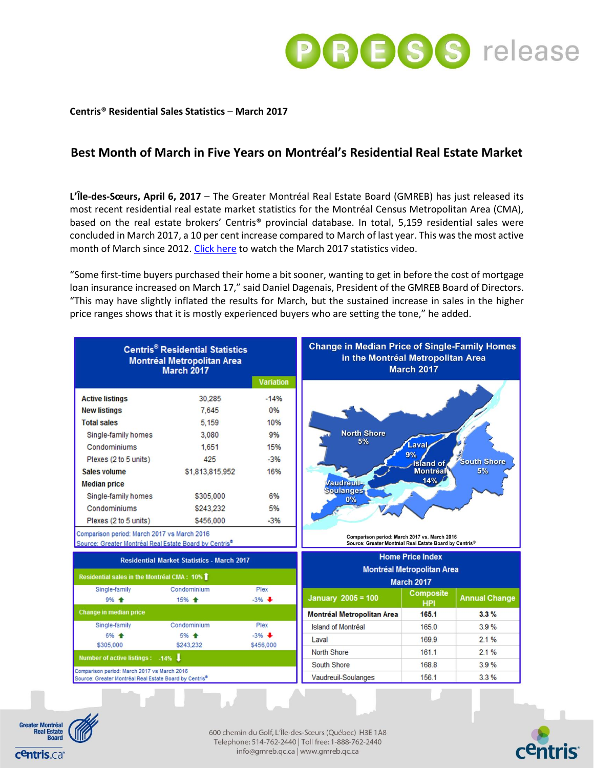**Centris® Residential Sales Statistics – March 2017**

## Best Month of March in Five Years on Montréal's Residential Real Estate Market

**L'Île-des-Sœurs, April 6, 2017** – The Greater Montréal Real Estate Board (GMREB) has just released its most recent residential real estate market statistics for the Montréal Census Metropolitan Area (CMA), based on the real estate brokers' Centris® provincial database. In total, 5,159 residential sales were concluded in March 2017, a 10 per cent increase compared to March of last year. This was the most active month of March since 2012. Click here to watch the March 2017 statistics video.

"Some first-time buyers purchased their home a bit sooner, wanting to get in before the cost of mortgage loan insurance increased on March 17," said Daniel Dagenais, President of the GMREB Board of Directors. "This may have slightly inflated the results for March, but the sustained increase in sales in the higher price ranges shows that it is mostly experienced buyers who are setting the tone," he added.

**Centris® Residential Statistics Montréal Metropolitan Area March 2017**

| | | Variation |
|---|---|---|
| Active listings | 30,285 | -14% |
| New listings | 7,645 | 0% |
| Total sales | 5,159 | 10% |
| Single-family homes | 3,080 | 9% |
| Condominiums | 1,651 | 15% |
| Plexes (2 to 5 units) | 425 | -3% |
| Sales volume | $1,813,815,952 | 16% |
| Median price | | |
| Single-family homes | $305,000 | 6% |
| Condominiums | $243,232 | 5% |
| Plexes (2 to 5 units) | $456,000 | -3% |

Comparison period: March 2017 vs March 2016
Source: Greater Montréal Real Estate Board by Centris®

**Change in Median Price of Single-Family Homes in the Montréal Metropolitan Area March 2017**

| Region | Change |
|---|---|
| North Shore | 5% |
| Laval | 9% |
| Island of Montréal | 14% |
| South Shore | 5% |
| Vaudreuil-Soulanges | 0% |

Comparison period: March 2017 vs. March 2016
Source: Greater Montréal Real Estate Board by Centris®

**Residential Market Statistics - March 2017**

Residential sales in the Montréal CMA : 10% ↑

| Single-family | Condominium | Plex |
|---|---|---|
| 9% ↑ | 15% ↑ | -3% ↓ |

Change in median price

| Single-family | Condominium | Plex |
|---|---|---|
| 6% ↑ | 5% ↑ | -3% ↓ |
| $305,000 | $243,232 | $456,000 |

Number of active listings : -14% ↓

Comparison period: March 2017 vs March 2016
Source: Greater Montréal Real Estate Board by Centris®

**Home Price Index Montréal Metropolitan Area March 2017**

| January 2005 = 100 | Composite HPI | Annual Change |
|---|---|---|
| **Montréal Metropolitan Area** | **165.1** | **3.3 %** |
| Island of Montréal | 165.0 | 3.9 % |
| Laval | 169.9 | 2.1 % |
| North Shore | 161.1 | 2.1 % |
| South Shore | 168.8 | 3.9 % |
| Vaudreuil-Soulanges | 156.1 | 3.3 % |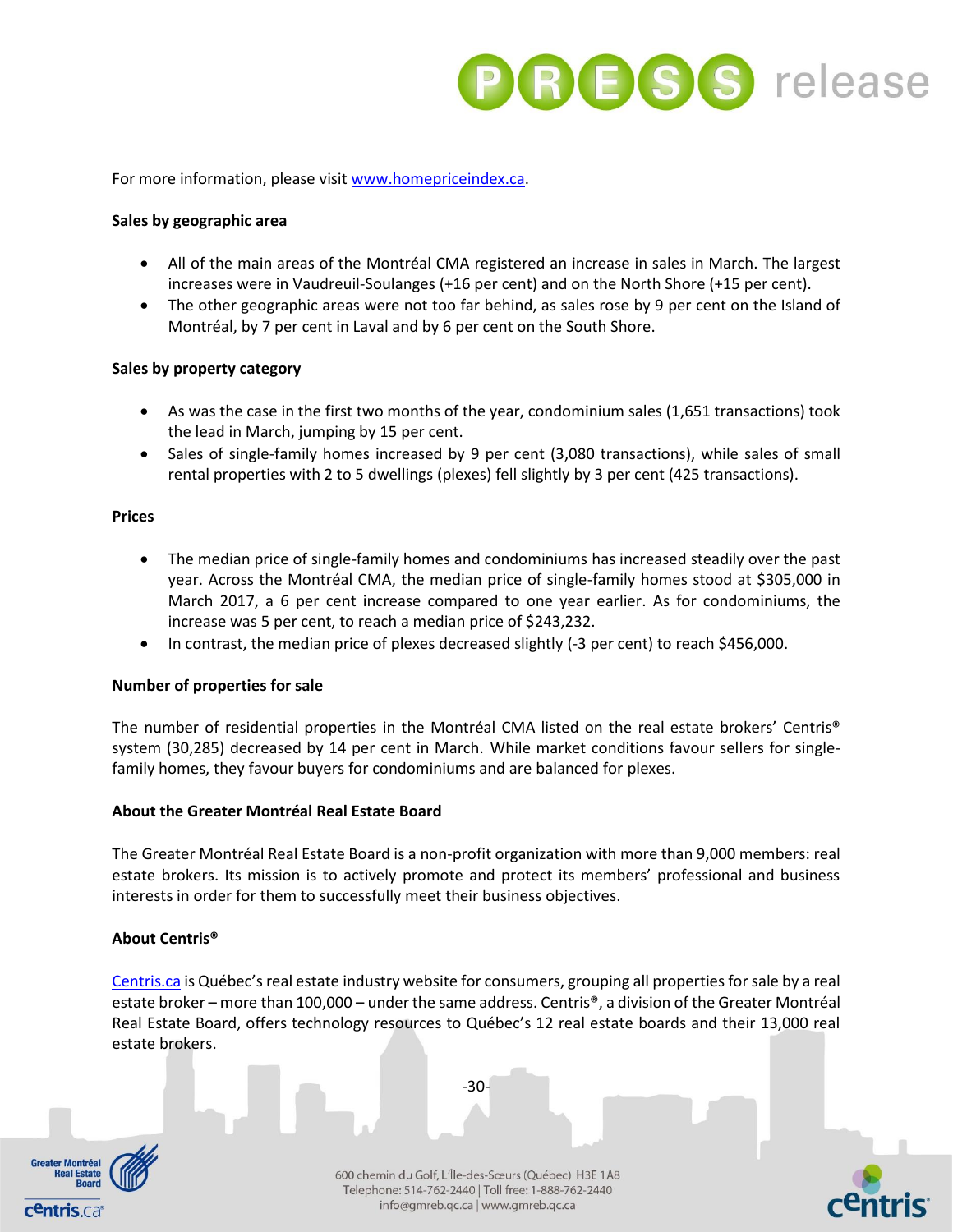For more information, please visit www.homepriceindex.ca.

**Sales by geographic area**

- All of the main areas of the Montréal CMA registered an increase in sales in March. The largest increases were in Vaudreuil-Soulanges (+16 per cent) and on the North Shore (+15 per cent).
- The other geographic areas were not too far behind, as sales rose by 9 per cent on the Island of Montréal, by 7 per cent in Laval and by 6 per cent on the South Shore.

**Sales by property category**

- As was the case in the first two months of the year, condominium sales (1,651 transactions) took the lead in March, jumping by 15 per cent.
- Sales of single-family homes increased by 9 per cent (3,080 transactions), while sales of small rental properties with 2 to 5 dwellings (plexes) fell slightly by 3 per cent (425 transactions).

**Prices**

- The median price of single-family homes and condominiums has increased steadily over the past year. Across the Montréal CMA, the median price of single-family homes stood at $305,000 in March 2017, a 6 per cent increase compared to one year earlier. As for condominiums, the increase was 5 per cent, to reach a median price of $243,232.
- In contrast, the median price of plexes decreased slightly (-3 per cent) to reach $456,000.

**Number of properties for sale**

The number of residential properties in the Montréal CMA listed on the real estate brokers' Centris® system (30,285) decreased by 14 per cent in March. While market conditions favour sellers for single-family homes, they favour buyers for condominiums and are balanced for plexes.

**About the Greater Montréal Real Estate Board**

The Greater Montréal Real Estate Board is a non-profit organization with more than 9,000 members: real estate brokers. Its mission is to actively promote and protect its members' professional and business interests in order for them to successfully meet their business objectives.

**About Centris®**

Centris.ca is Québec's real estate industry website for consumers, grouping all properties for sale by a real estate broker – more than 100,000 – under the same address. Centris®, a division of the Greater Montréal Real Estate Board, offers technology resources to Québec's 12 real estate boards and their 13,000 real estate brokers.

-30-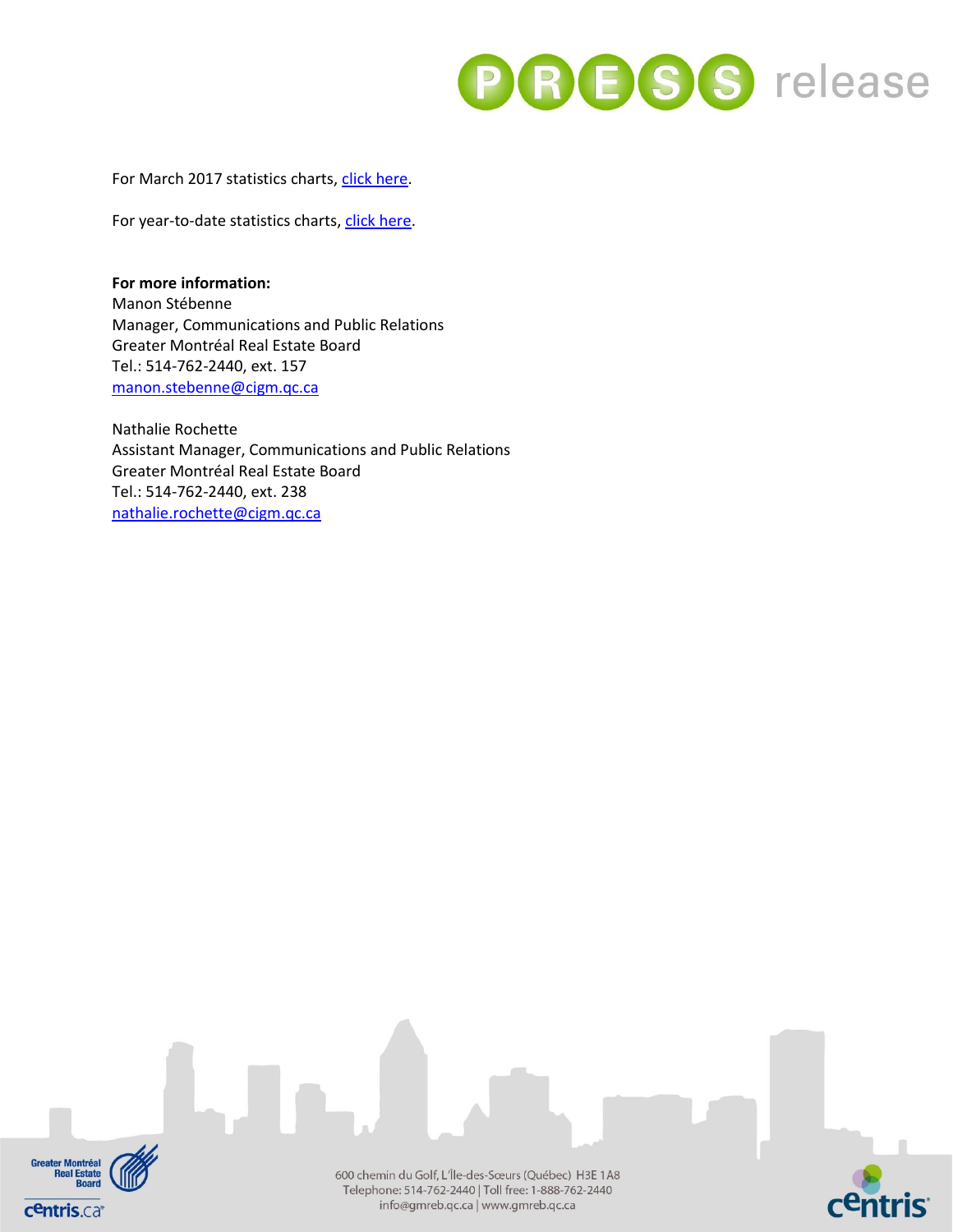For March 2017 statistics charts, click here.

For year-to-date statistics charts, click here.

**For more information:**
Manon Stébenne
Manager, Communications and Public Relations
Greater Montréal Real Estate Board
Tel.: 514-762-2440, ext. 157
manon.stebenne@cigm.qc.ca

Nathalie Rochette
Assistant Manager, Communications and Public Relations
Greater Montréal Real Estate Board
Tel.: 514-762-2440, ext. 238
nathalie.rochette@cigm.qc.ca